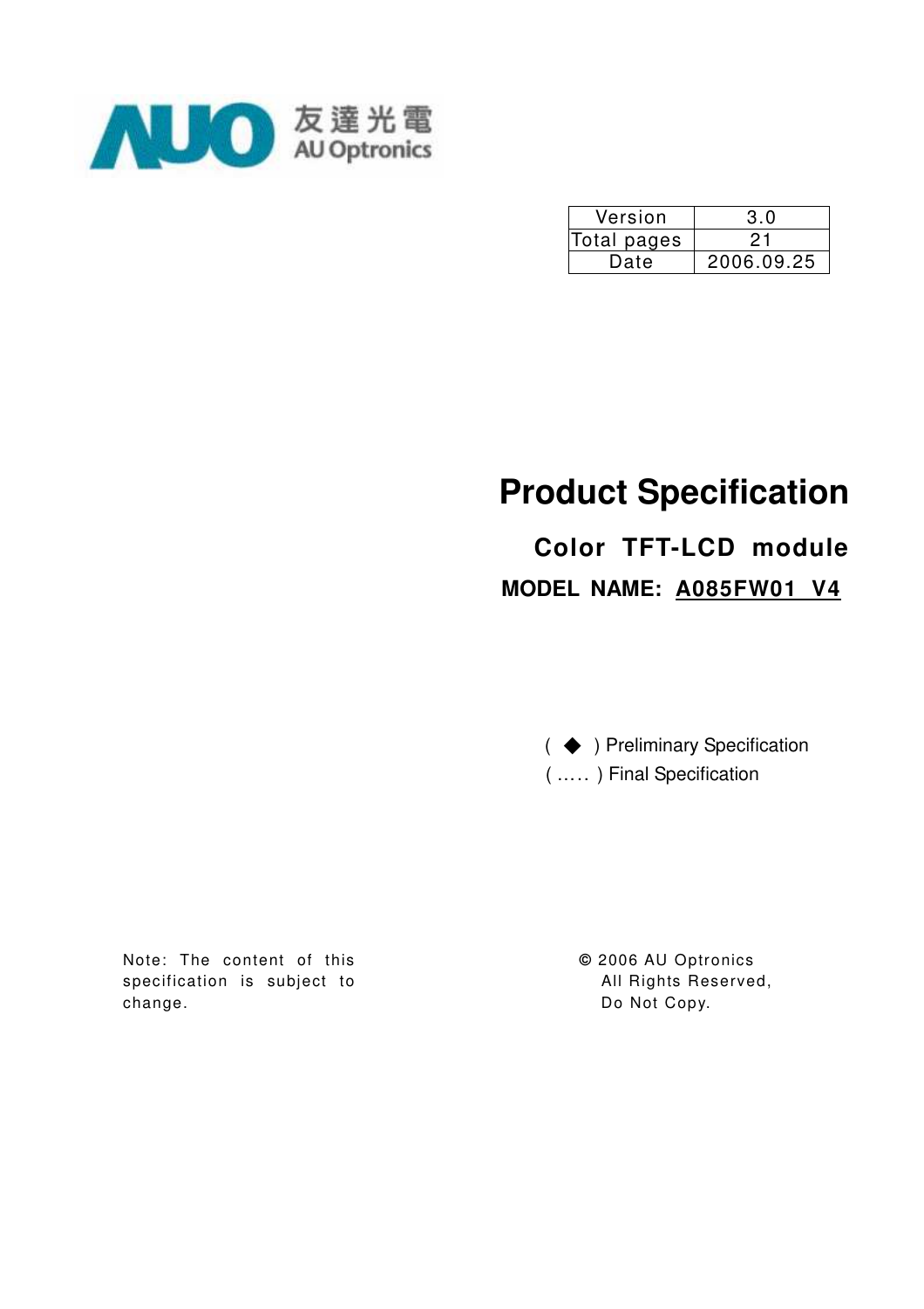友達光電
AU Optronics

| Version | 3.0 |
|---|---|
| Total pages | 21 |
| Date | 2006.09.25 |

# Product Specification

## Color TFT-LCD module

**MODEL NAME: A085FW01 V4**

( ◆ ) Preliminary Specification

( ….. ) Final Specification

Note: The content of this specification is subject to change.

© 2006 AU Optronics
All Rights Reserved,
Do Not Copy.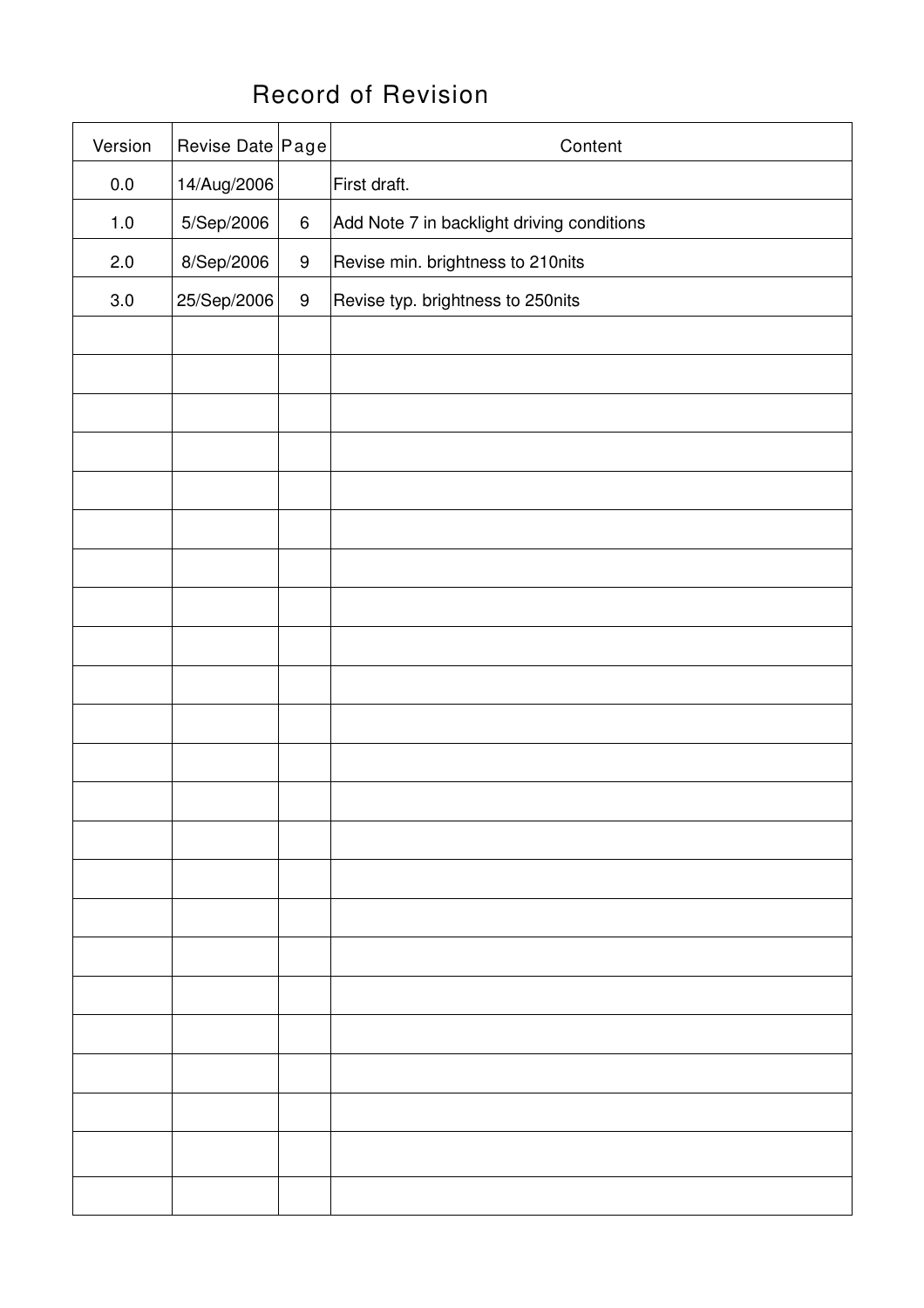# Record of Revision

| Version | Revise Date | Page | Content |
|---|---|---|---|
| 0.0 | 14/Aug/2006 | | First draft. |
| 1.0 | 5/Sep/2006 | 6 | Add Note 7 in backlight driving conditions |
| 2.0 | 8/Sep/2006 | 9 | Revise min. brightness to 210nits |
| 3.0 | 25/Sep/2006 | 9 | Revise typ. brightness to 250nits |
| | | | |
| | | | |
| | | | |
| | | | |
| | | | |
| | | | |
| | | | |
| | | | |
| | | | |
| | | | |
| | | | |
| | | | |
| | | | |
| | | | |
| | | | |
| | | | |
| | | | |
| | | | |
| | | | |
| | | | |
| | | | |
| | | | |
| | | | |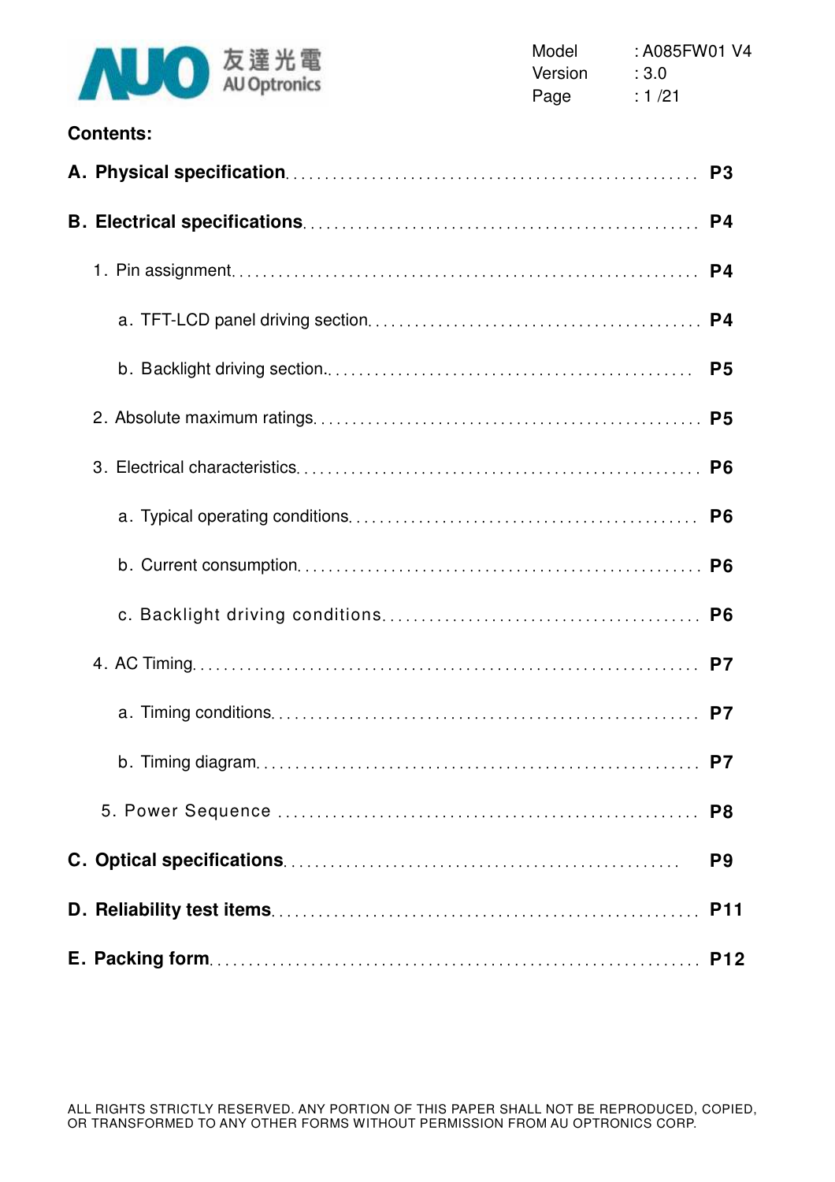**Contents:**

**A. Physical specification** .................................................... **P3**

**B. Electrical specifications** .................................................... **P4**

1. Pin assignment .................................................... **P4**

   a. TFT-LCD panel driving section .................................................... **P4**

   b. Backlight driving section .................................................... **P5**

2. Absolute maximum ratings .................................................... **P5**

3. Electrical characteristics .................................................... **P6**

   a. Typical operating conditions .................................................... **P6**

   b. Current consumption .................................................... **P6**

   c. Backlight driving conditions .................................................... **P6**

4. AC Timing .................................................... **P7**

   a. Timing conditions .................................................... **P7**

   b. Timing diagram .................................................... **P7**

5. Power Sequence .................................................... **P8**

**C. Optical specifications** .................................................... **P9**

**D. Reliability test items** .................................................... **P11**

**E. Packing form** .................................................... **P12**

ALL RIGHTS STRICTLY RESERVED. ANY PORTION OF THIS PAPER SHALL NOT BE REPRODUCED, COPIED, OR TRANSFORMED TO ANY OTHER FORMS WITHOUT PERMISSION FROM AU OPTRONICS CORP.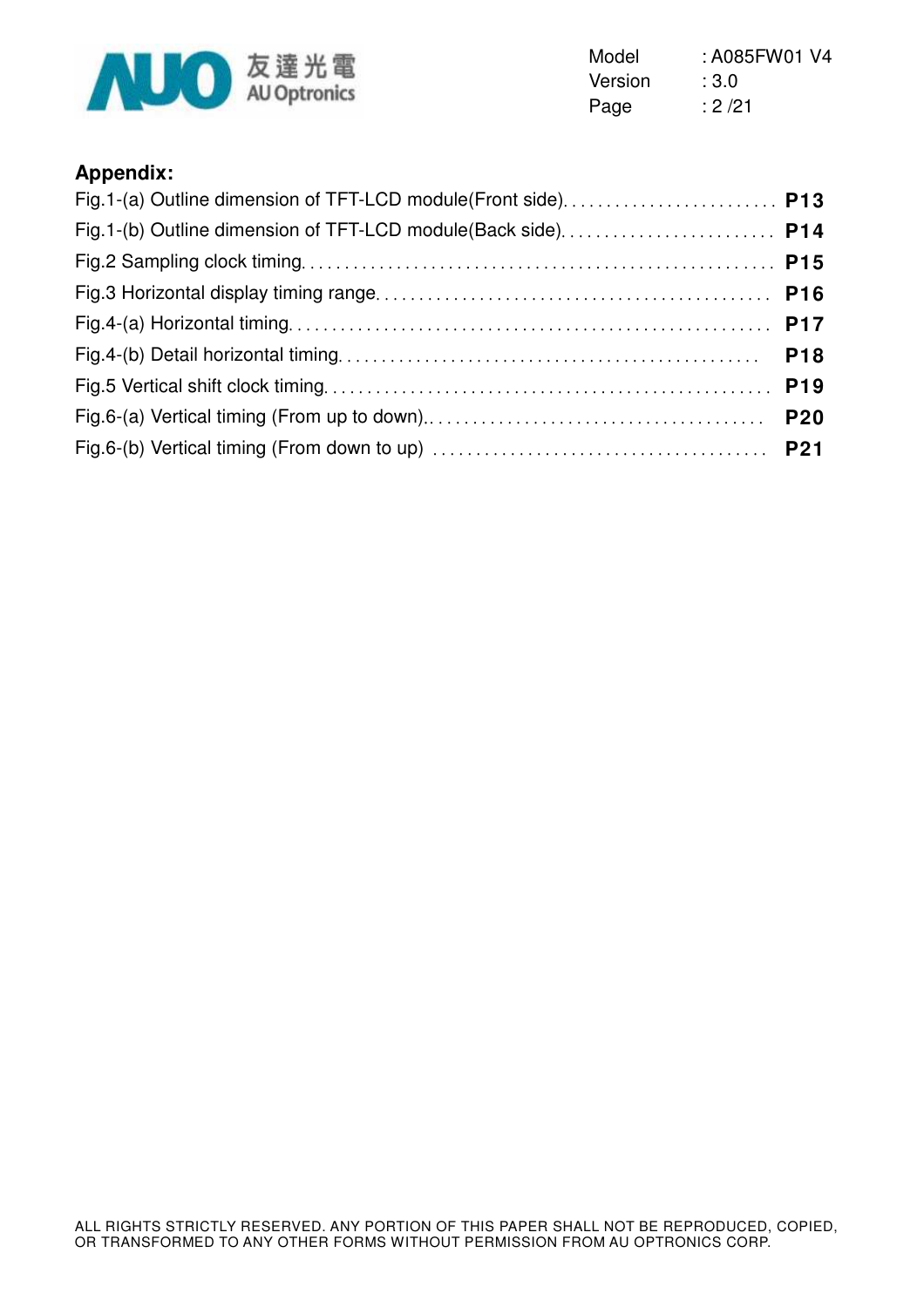**Appendix:**

Fig.1-(a) Outline dimension of TFT-LCD module(Front side).......................... **P13**

Fig.1-(b) Outline dimension of TFT-LCD module(Back side).......................... **P14**

Fig.2 Sampling clock timing...................................................... **P15**

Fig.3 Horizontal display timing range............................................ **P16**

Fig.4-(a) Horizontal timing...................................................... **P17**

Fig.4-(b) Detail horizontal timing............................................... **P18**

Fig.5 Vertical shift clock timing................................................ **P19**

Fig.6-(a) Vertical timing (From up to down)...................................... **P20**

Fig.6-(b) Vertical timing (From down to up) ..................................... **P21**

ALL RIGHTS STRICTLY RESERVED. ANY PORTION OF THIS PAPER SHALL NOT BE REPRODUCED, COPIED, OR TRANSFORMED TO ANY OTHER FORMS WITHOUT PERMISSION FROM AU OPTRONICS CORP.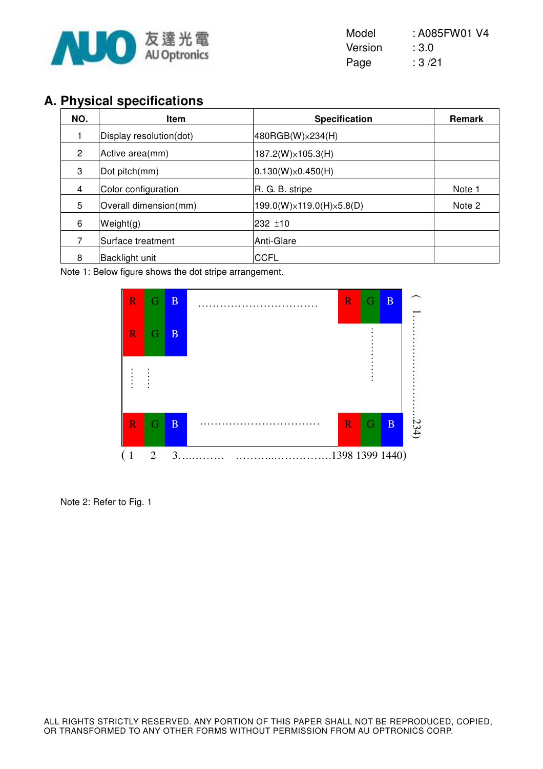## A. Physical specifications

| NO. | Item | Specification | Remark |
|---|---|---|---|
| 1 | Display resolution(dot) | 480RGB(W)x234(H) | |
| 2 | Active area(mm) | 187.2(W)x105.3(H) | |
| 3 | Dot pitch(mm) | 0.130(W)x0.450(H) | |
| 4 | Color configuration | R. G. B. stripe | Note 1 |
| 5 | Overall dimension(mm) | 199.0(W)x119.0(H)x5.8(D) | Note 2 |
| 6 | Weight(g) | 232 ±10 | |
| 7 | Surface treatment | Anti-Glare | |
| 8 | Backlight unit | CCFL | |

Note 1: Below figure shows the dot stripe arrangement.

R G B ................................ R G B
R G B
R G B ................................ R G B

( 1 2 3………… ………..…………….1398 1399 1440)

( 1………………234)

Note 2: Refer to Fig. 1

ALL RIGHTS STRICTLY RESERVED. ANY PORTION OF THIS PAPER SHALL NOT BE REPRODUCED, COPIED, OR TRANSFORMED TO ANY OTHER FORMS WITHOUT PERMISSION FROM AU OPTRONICS CORP.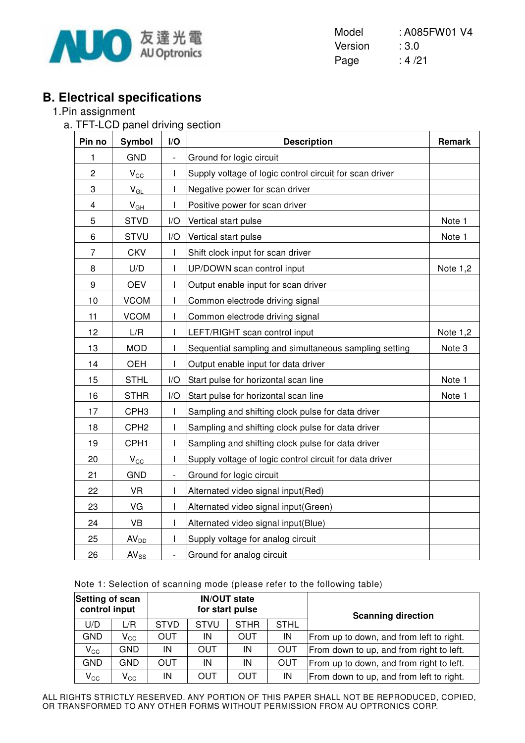## B. Electrical specifications

1.Pin assignment

a. TFT-LCD panel driving section

| Pin no | Symbol | I/O | Description | Remark |
|---|---|---|---|---|
| 1 | GND | - | Ground for logic circuit | |
| 2 | $V_{CC}$ | I | Supply voltage of logic control circuit for scan driver | |
| 3 | $V_{GL}$ | I | Negative power for scan driver | |
| 4 | $V_{GH}$ | I | Positive power for scan driver | |
| 5 | STVD | I/O | Vertical start pulse | Note 1 |
| 6 | STVU | I/O | Vertical start pulse | Note 1 |
| 7 | CKV | I | Shift clock input for scan driver | |
| 8 | U/D | I | UP/DOWN scan control input | Note 1,2 |
| 9 | OEV | I | Output enable input for scan driver | |
| 10 | VCOM | I | Common electrode driving signal | |
| 11 | VCOM | I | Common electrode driving signal | |
| 12 | L/R | I | LEFT/RIGHT scan control input | Note 1,2 |
| 13 | MOD | I | Sequential sampling and simultaneous sampling setting | Note 3 |
| 14 | OEH | I | Output enable input for data driver | |
| 15 | STHL | I/O | Start pulse for horizontal scan line | Note 1 |
| 16 | STHR | I/O | Start pulse for horizontal scan line | Note 1 |
| 17 | CPH3 | I | Sampling and shifting clock pulse for data driver | |
| 18 | CPH2 | I | Sampling and shifting clock pulse for data driver | |
| 19 | CPH1 | I | Sampling and shifting clock pulse for data driver | |
| 20 | $V_{CC}$ | I | Supply voltage of logic control circuit for data driver | |
| 21 | GND | - | Ground for logic circuit | |
| 22 | VR | I | Alternated video signal input(Red) | |
| 23 | VG | I | Alternated video signal input(Green) | |
| 24 | VB | I | Alternated video signal input(Blue) | |
| 25 | $AV_{DD}$ | I | Supply voltage for analog circuit | |
| 26 | $AV_{SS}$ | - | Ground for analog circuit | |

Note 1: Selection of scanning mode (please refer to the following table)

| Setting of scan control input | | IN/OUT state for start pulse | | | | Scanning direction |
|---|---|---|---|---|---|---|
| U/D | L/R | STVD | STVU | STHR | STHL | |
| GND | $V_{CC}$ | OUT | IN | OUT | IN | From up to down, and from left to right. |
| $V_{CC}$ | GND | IN | OUT | IN | OUT | From down to up, and from right to left. |
| GND | GND | OUT | IN | IN | OUT | From up to down, and from right to left. |
| $V_{CC}$ | $V_{CC}$ | IN | OUT | OUT | IN | From down to up, and from left to right. |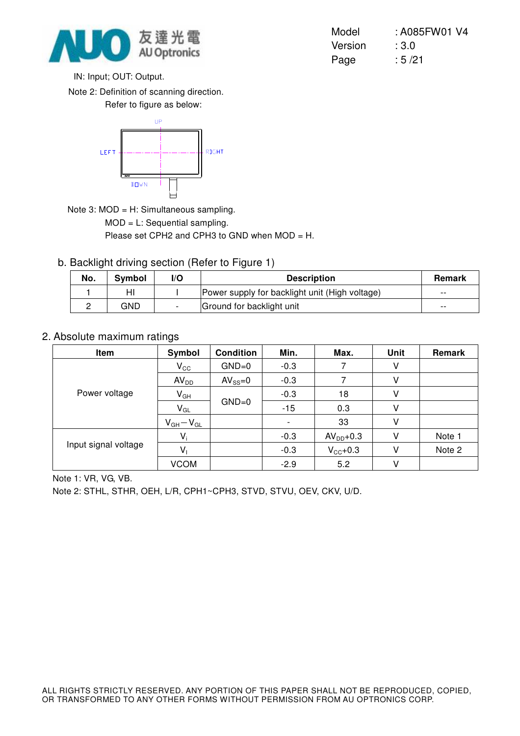IN: Input; OUT: Output.

Note 2: Definition of scanning direction.

Refer to figure as below:

Note 3: MOD = H: Simultaneous sampling.

MOD = L: Sequential sampling.

Please set CPH2 and CPH3 to GND when MOD = H.

b. Backlight driving section (Refer to Figure 1)

| No. | Symbol | I/O | Description | Remark |
|---|---|---|---|---|
| 1 | HI | I | Power supply for backlight unit (High voltage) | -- |
| 2 | GND | - | Ground for backlight unit | -- |

## 2. Absolute maximum ratings

| Item | Symbol | Condition | Min. | Max. | Unit | Remark |
|---|---|---|---|---|---|---|
| Power voltage | $V_{CC}$ | GND=0 | -0.3 | 7 | V | |
| | $AV_{DD}$ | $AV_{SS}$=0 | -0.3 | 7 | V | |
| | $V_{GH}$ | GND=0 | -0.3 | 18 | V | |
| | $V_{GL}$ | | -15 | 0.3 | V | |
| | $V_{GH}-V_{GL}$ | | - | 33 | V | |
| Input signal voltage | $V_i$ | | -0.3 | $AV_{DD}$+0.3 | V | Note 1 |
| | $V_I$ | | -0.3 | $V_{CC}$+0.3 | V | Note 2 |
| | VCOM | | -2.9 | 5.2 | V | |

Note 1: VR, VG, VB.

Note 2: STHL, STHR, OEH, L/R, CPH1~CPH3, STVD, STVU, OEV, CKV, U/D.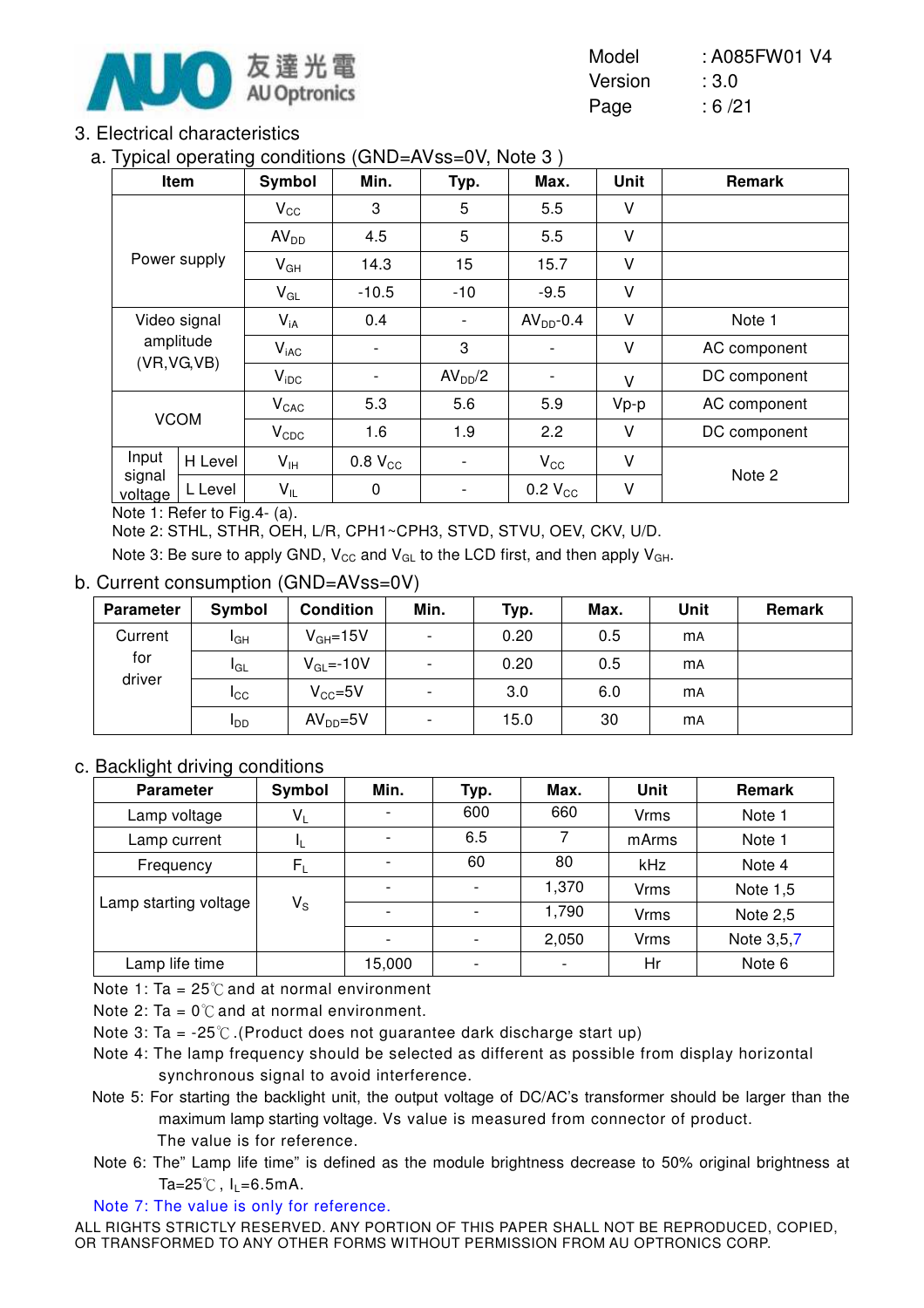## 3. Electrical characteristics

### a. Typical operating conditions (GND=AVss=0V, Note 3 )

| Item | | Symbol | Min. | Typ. | Max. | Unit | Remark |
|---|---|---|---|---|---|---|---|
| Power supply | | $V_{CC}$ | 3 | 5 | 5.5 | V | |
| | | $AV_{DD}$ | 4.5 | 5 | 5.5 | V | |
| | | $V_{GH}$ | 14.3 | 15 | 15.7 | V | |
| | | $V_{GL}$ | -10.5 | -10 | -9.5 | V | |
| Video signal amplitude (VR,VG,VB) | | $V_{iA}$ | 0.4 | - | $AV_{DD}$-0.4 | V | Note 1 |
| | | $V_{iAC}$ | - | 3 | - | V | AC component |
| | | $V_{iDC}$ | - | $AV_{DD}/2$ | - | V | DC component |
| VCOM | | $V_{CAC}$ | 5.3 | 5.6 | 5.9 | Vp-p | AC component |
| | | $V_{CDC}$ | 1.6 | 1.9 | 2.2 | V | DC component |
| Input signal voltage | H Level | $V_{IH}$ | 0.8 $V_{CC}$ | - | $V_{CC}$ | V | Note 2 |
| | L Level | $V_{IL}$ | 0 | - | 0.2 $V_{CC}$ | V | |

Note 1: Refer to Fig.4- (a).

Note 2: STHL, STHR, OEH, L/R, CPH1~CPH3, STVD, STVU, OEV, CKV, U/D.

Note 3: Be sure to apply GND, $V_{CC}$ and $V_{GL}$ to the LCD first, and then apply $V_{GH}$.

### b. Current consumption (GND=AVss=0V)

| Parameter | Symbol | Condition | Min. | Typ. | Max. | Unit | Remark |
|---|---|---|---|---|---|---|---|
| Current for driver | $I_{GH}$ | $V_{GH}$=15V | - | 0.20 | 0.5 | mA | |
| | $I_{GL}$ | $V_{GL}$=-10V | - | 0.20 | 0.5 | mA | |
| | $I_{CC}$ | $V_{CC}$=5V | - | 3.0 | 6.0 | mA | |
| | $I_{DD}$ | $AV_{DD}$=5V | - | 15.0 | 30 | mA | |

### c. Backlight driving conditions

| Parameter | Symbol | Min. | Typ. | Max. | Unit | Remark |
|---|---|---|---|---|---|---|
| Lamp voltage | $V_L$ | - | 600 | 660 | Vrms | Note 1 |
| Lamp current | $I_L$ | - | 6.5 | 7 | mArms | Note 1 |
| Frequency | $F_L$ | - | 60 | 80 | kHz | Note 4 |
| Lamp starting voltage | $V_S$ | - | - | 1,370 | Vrms | Note 1,5 |
| | | - | - | 1,790 | Vrms | Note 2,5 |
| | | - | - | 2,050 | Vrms | Note 3,5,7 |
| Lamp life time | | 15,000 | - | - | Hr | Note 6 |

Note 1: Ta = 25℃ and at normal environment

Note 2: Ta = 0℃ and at normal environment.

Note 3: Ta = -25℃ .(Product does not guarantee dark discharge start up)

Note 4: The lamp frequency should be selected as different as possible from display horizontal synchronous signal to avoid interference.

Note 5: For starting the backlight unit, the output voltage of DC/AC's transformer should be larger than the maximum lamp starting voltage. Vs value is measured from connector of product. The value is for reference.

Note 6: The" Lamp life time" is defined as the module brightness decrease to 50% original brightness at Ta=25℃ , $I_L$=6.5mA.

Note 7: The value is only for reference.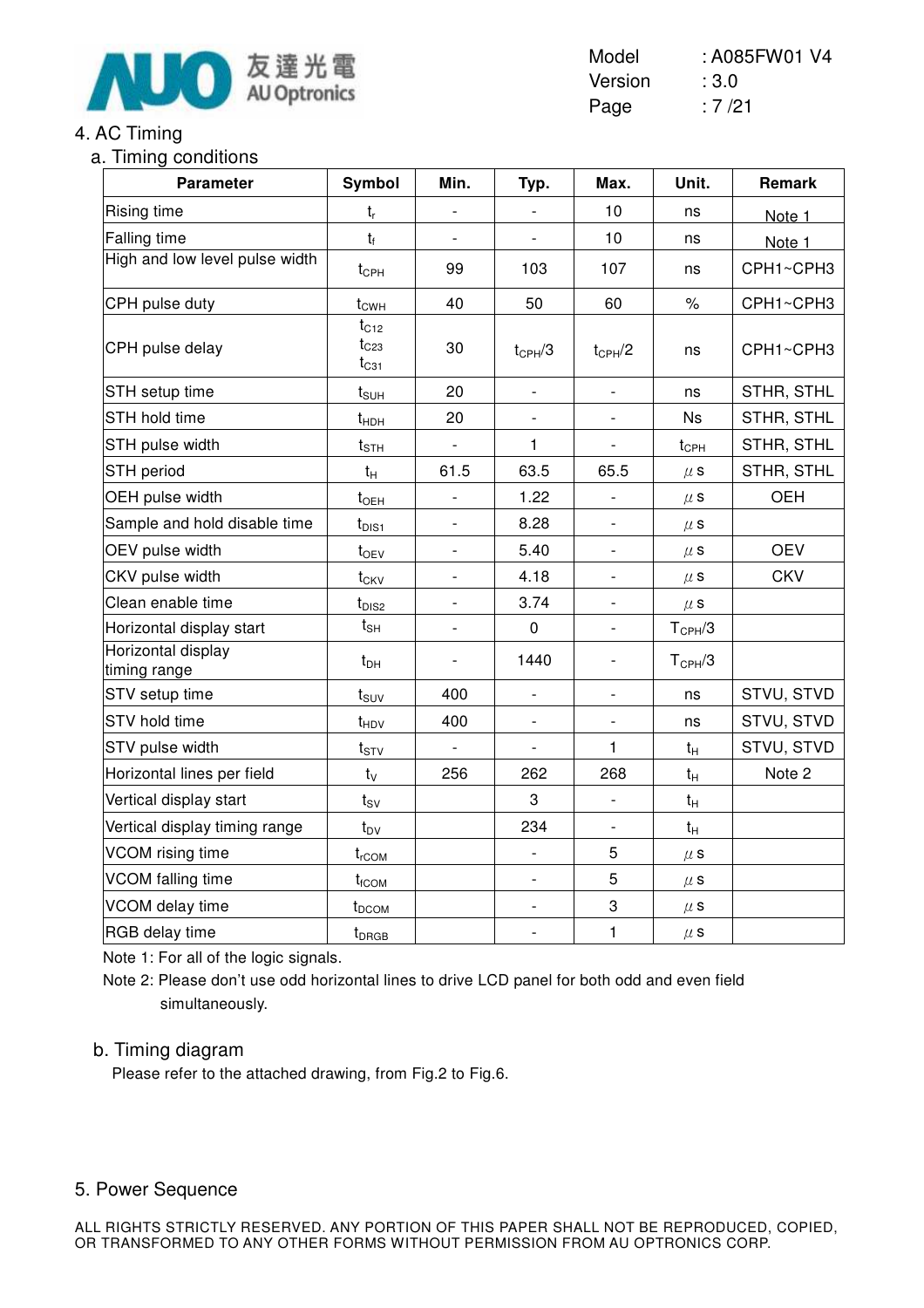# 4. AC Timing

## a. Timing conditions

| Parameter | Symbol | Min. | Typ. | Max. | Unit. | Remark |
|---|---|---|---|---|---|---|
| Rising time | $t_r$ | - | - | 10 | ns | Note 1 |
| Falling time | $t_f$ | - | - | 10 | ns | Note 1 |
| High and low level pulse width | $t_{CPH}$ | 99 | 103 | 107 | ns | CPH1~CPH3 |
| CPH pulse duty | $t_{CWH}$ | 40 | 50 | 60 | % | CPH1~CPH3 |
| CPH pulse delay | $t_{C12}$ $t_{C23}$ $t_{C31}$ | 30 | $t_{CPH}/3$ | $t_{CPH}/2$ | ns | CPH1~CPH3 |
| STH setup time | $t_{SUH}$ | 20 | - | - | ns | STHR, STHL |
| STH hold time | $t_{HDH}$ | 20 | - | - | Ns | STHR, STHL |
| STH pulse width | $t_{STH}$ | - | 1 | - | $t_{CPH}$ | STHR, STHL |
| STH period | $t_H$ | 61.5 | 63.5 | 65.5 | $\mu$s | STHR, STHL |
| OEH pulse width | $t_{OEH}$ | - | 1.22 | - | $\mu$s | OEH |
| Sample and hold disable time | $t_{DIS1}$ | - | 8.28 | - | $\mu$s | |
| OEV pulse width | $t_{OEV}$ | - | 5.40 | - | $\mu$s | OEV |
| CKV pulse width | $t_{CKV}$ | - | 4.18 | - | $\mu$s | CKV |
| Clean enable time | $t_{DIS2}$ | - | 3.74 | - | $\mu$s | |
| Horizontal display start | $t_{SH}$ | - | 0 | - | $T_{CPH}/3$ | |
| Horizontal display timing range | $t_{DH}$ | - | 1440 | - | $T_{CPH}/3$ | |
| STV setup time | $t_{SUV}$ | 400 | - | - | ns | STVU, STVD |
| STV hold time | $t_{HDV}$ | 400 | - | - | ns | STVU, STVD |
| STV pulse width | $t_{STV}$ | - | - | 1 | $t_H$ | STVU, STVD |
| Horizontal lines per field | $t_V$ | 256 | 262 | 268 | $t_H$ | Note 2 |
| Vertical display start | $t_{SV}$ | | 3 | - | $t_H$ | |
| Vertical display timing range | $t_{DV}$ | | 234 | - | $t_H$ | |
| VCOM rising time | $t_{rCOM}$ | | - | 5 | $\mu$s | |
| VCOM falling time | $t_{fCOM}$ | | - | 5 | $\mu$s | |
| VCOM delay time | $t_{DCOM}$ | | - | 3 | $\mu$s | |
| RGB delay time | $t_{DRGB}$ | | - | 1 | $\mu$s | |

Note 1: For all of the logic signals.

Note 2: Please don't use odd horizontal lines to drive LCD panel for both odd and even field simultaneously.

## b. Timing diagram

Please refer to the attached drawing, from Fig.2 to Fig.6.

# 5. Power Sequence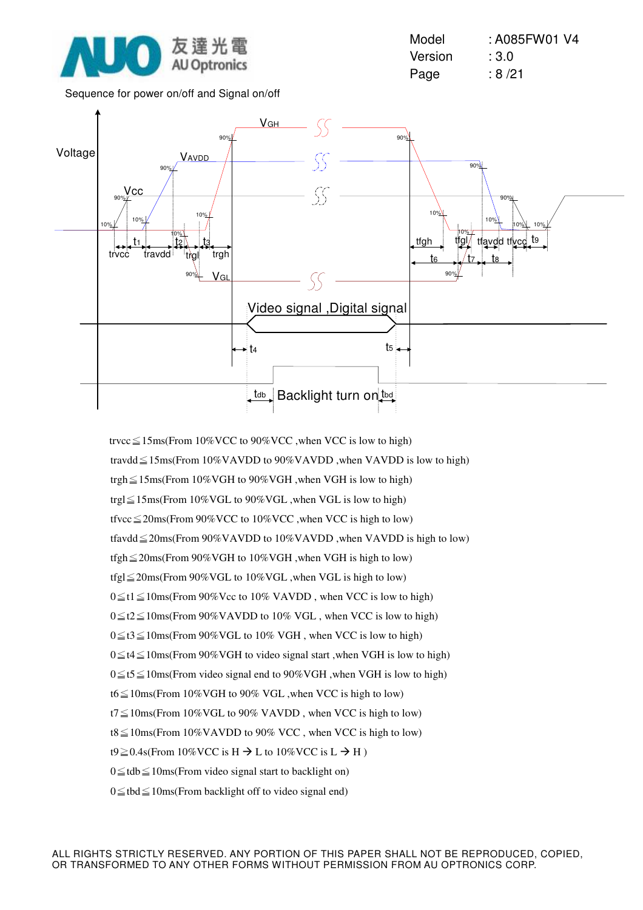Sequence for power on/off and Signal on/off

Voltage

VGH

VAVDD

Vcc

VGL

trvcc travdd trgl trgh t1 t2 t3 tfgh tfgl tfavdd tfvcc t6 t7 t8 t9

Video signal ,Digital signal

t4 t5

tdb Backlight turn on tbd

trvcc≦15ms(From 10%VCC to 90%VCC ,when VCC is low to high)

travdd≦15ms(From 10%VAVDD to 90%VAVDD ,when VAVDD is low to high)

trgh≦15ms(From 10%VGH to 90%VGH ,when VGH is low to high)

trgl≦15ms(From 10%VGL to 90%VGL ,when VGL is low to high)

tfvcc≦20ms(From 90%VCC to 10%VCC ,when VCC is high to low)

tfavdd≦20ms(From 90%VAVDD to 10%VAVDD ,when VAVDD is high to low)

tfgh≦20ms(From 90%VGH to 10%VGH ,when VGH is high to low)

tfgl≦20ms(From 90%VGL to 10%VGL ,when VGL is high to low)

0≦t1≦10ms(From 90%Vcc to 10% VAVDD , when VCC is low to high)

0≦t2≦10ms(From 90%VAVDD to 10% VGL , when VCC is low to high)

0≦t3≦10ms(From 90%VGL to 10% VGH , when VCC is low to high)

0≦t4≦10ms(From 90%VGH to video signal start ,when VGH is low to high)

0≦t5≦10ms(From video signal end to 90%VGH ,when VGH is low to high)

t6≦10ms(From 10%VGH to 90% VGL ,when VCC is high to low)

t7≦10ms(From 10%VGL to 90% VAVDD , when VCC is high to low)

t8≦10ms(From 10%VAVDD to 90% VCC , when VCC is high to low)

t9≧0.4s(From 10%VCC is H → L to 10%VCC is L → H )

0≦tdb≦10ms(From video signal start to backlight on)

0≦tbd≦10ms(From backlight off to video signal end)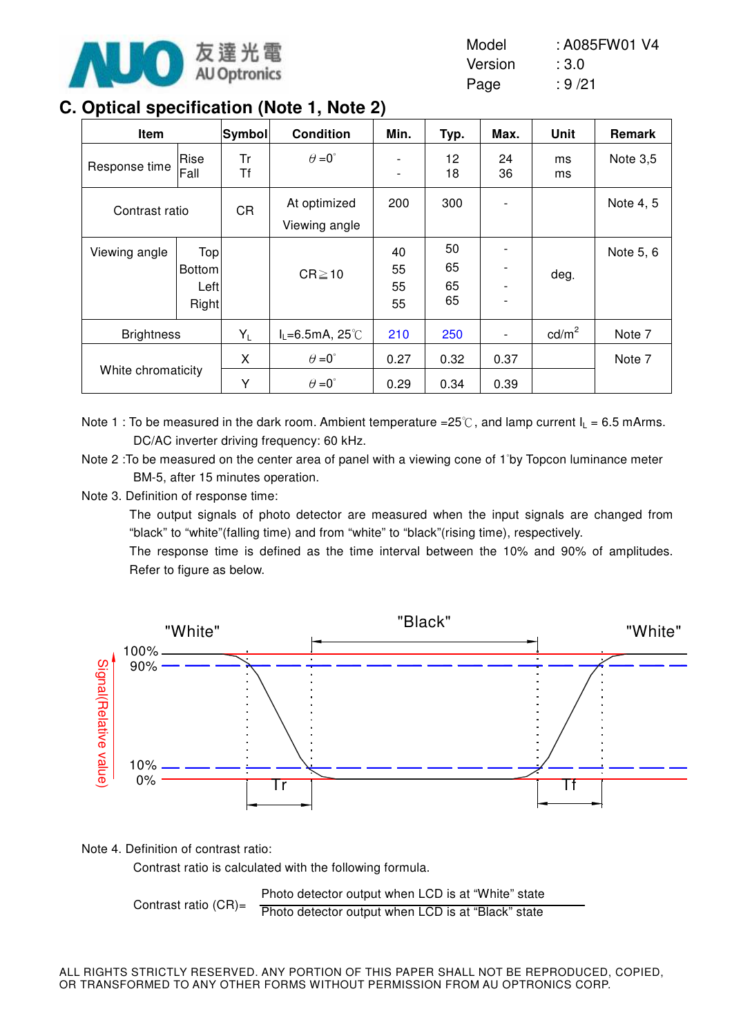## C. Optical specification (Note 1, Note 2)

| Item | | Symbol | Condition | Min. | Typ. | Max. | Unit | Remark |
|---|---|---|---|---|---|---|---|---|
| Response time | Rise<br>Fall | Tr<br>Tf | $\theta$=0° | -<br>- | 12<br>18 | 24<br>36 | ms<br>ms | Note 3,5 |
| Contrast ratio | | CR | At optimized Viewing angle | 200 | 300 | - | | Note 4, 5 |
| Viewing angle | Top<br>Bottom<br>Left<br>Right | | CR≧10 | 40<br>55<br>55<br>55 | 50<br>65<br>65<br>65 | -<br>-<br>-<br>- | deg. | Note 5, 6 |
| Brightness | | $Y_L$ | $I_L$=6.5mA, 25℃ | 210 | 250 | - | cd/m² | Note 7 |
| White chromaticity | | X | $\theta$=0° | 0.27 | 0.32 | 0.37 | | Note 7 |
| | | Y | $\theta$=0° | 0.29 | 0.34 | 0.39 | | |

Note 1 : To be measured in the dark room. Ambient temperature =25℃, and lamp current $I_L$ = 6.5 mArms. DC/AC inverter driving frequency: 60 kHz.

Note 2 :To be measured on the center area of panel with a viewing cone of 1°by Topcon luminance meter BM-5, after 15 minutes operation.

Note 3. Definition of response time:

The output signals of photo detector are measured when the input signals are changed from "black" to "white"(falling time) and from "white" to "black"(rising time), respectively.

The response time is defined as the time interval between the 10% and 90% of amplitudes. Refer to figure as below.

"White" "Black" "White"

100% 90% 10% 0% Signal(Relative value) Tr Tf

Note 4. Definition of contrast ratio:

Contrast ratio is calculated with the following formula.

$$\text{Contrast ratio (CR)} = \frac{\text{Photo detector output when LCD is at "White" state}}{\text{Photo detector output when LCD is at "Black" state}}$$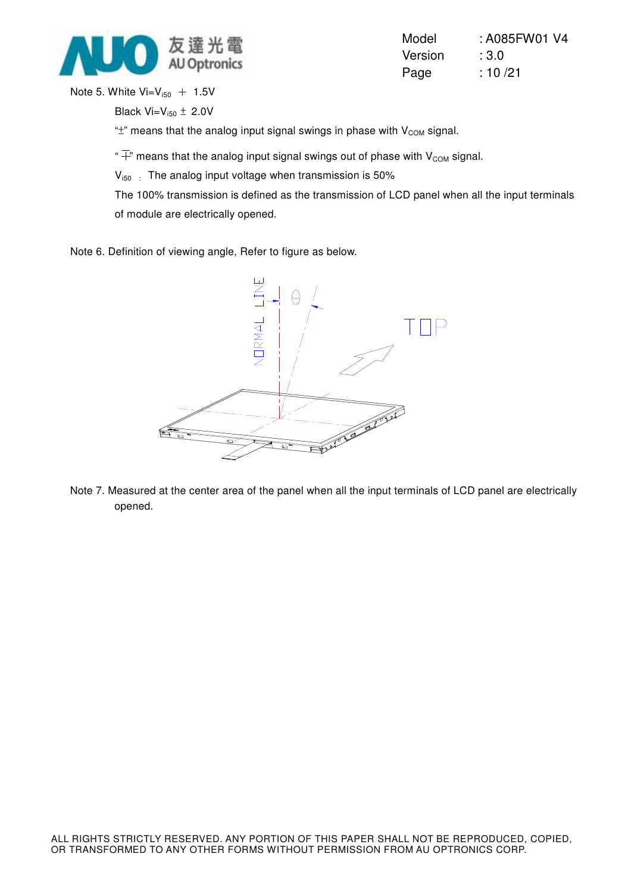Note 5. White $Vi=V_{i50} + 1.5V$

Black $Vi=V_{i50} \pm 2.0V$

"±" means that the analog input signal swings in phase with $V_{COM}$ signal.

"∓" means that the analog input signal swings out of phase with $V_{COM}$ signal.

$V_{i50}$ : The analog input voltage when transmission is 50%

The 100% transmission is defined as the transmission of LCD panel when all the input terminals of module are electrically opened.

Note 6. Definition of viewing angle, Refer to figure as below.

Note 7. Measured at the center area of the panel when all the input terminals of LCD panel are electrically opened.

ALL RIGHTS STRICTLY RESERVED. ANY PORTION OF THIS PAPER SHALL NOT BE REPRODUCED, COPIED, OR TRANSFORMED TO ANY OTHER FORMS WITHOUT PERMISSION FROM AU OPTRONICS CORP.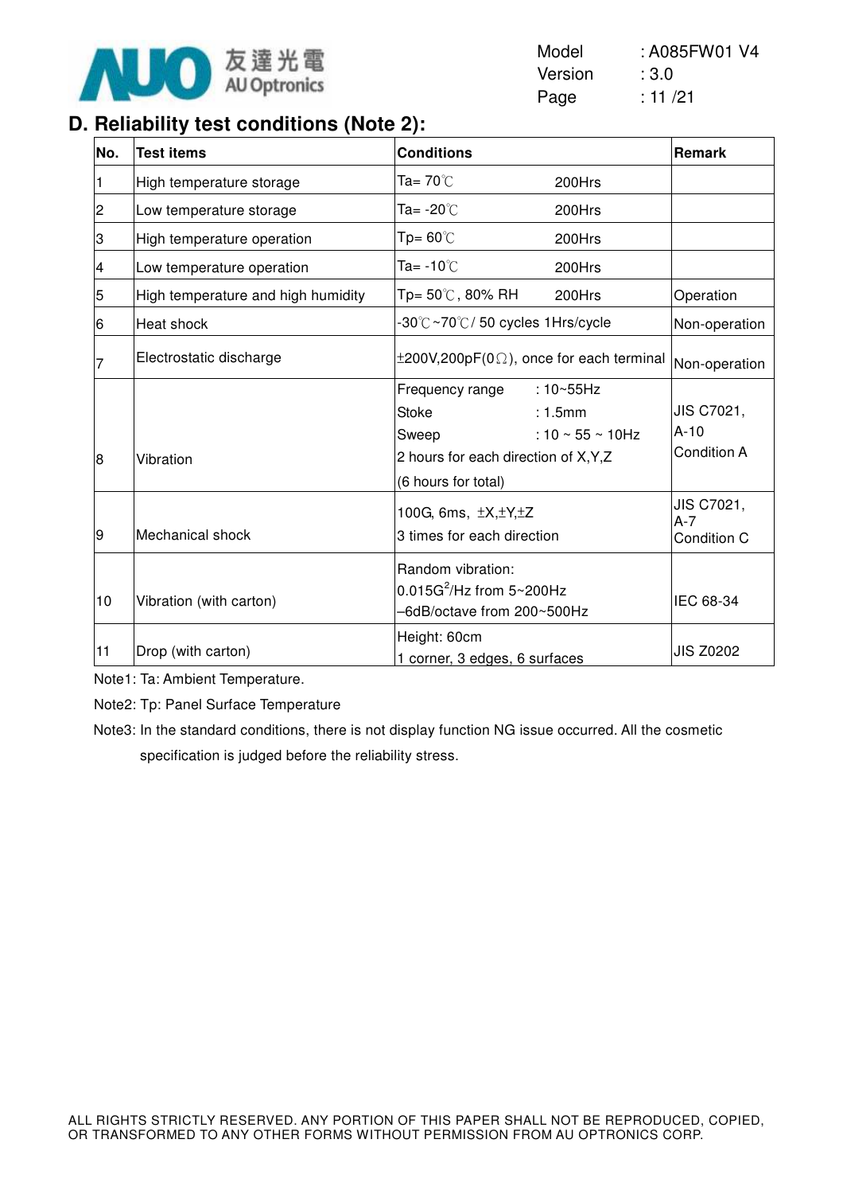## D. Reliability test conditions (Note 2):

| No. | Test items | Conditions | Remark |
|---|---|---|---|
| 1 | High temperature storage | Ta= 70℃ 200Hrs | |
| 2 | Low temperature storage | Ta= -20℃ 200Hrs | |
| 3 | High temperature operation | Tp= 60℃ 200Hrs | |
| 4 | Low temperature operation | Ta= -10℃ 200Hrs | |
| 5 | High temperature and high humidity | Tp= 50℃, 80% RH 200Hrs | Operation |
| 6 | Heat shock | -30℃~70℃/ 50 cycles 1Hrs/cycle | Non-operation |
| 7 | Electrostatic discharge | ±200V,200pF(0Ω), once for each terminal | Non-operation |
| 8 | Vibration | Frequency range : 10~55Hz<br>Stoke : 1.5mm<br>Sweep : 10 ~ 55 ~ 10Hz<br>2 hours for each direction of X,Y,Z<br>(6 hours for total) | JIS C7021, A-10 Condition A |
| 9 | Mechanical shock | 100G, 6ms, ±X,±Y,±Z<br>3 times for each direction | JIS C7021, A-7 Condition C |
| 10 | Vibration (with carton) | Random vibration:<br>$0.015G^2$/Hz from 5~200Hz<br>–6dB/octave from 200~500Hz | IEC 68-34 |
| 11 | Drop (with carton) | Height: 60cm<br>1 corner, 3 edges, 6 surfaces | JIS Z0202 |

Note1: Ta: Ambient Temperature.

Note2: Tp: Panel Surface Temperature

Note3: In the standard conditions, there is not display function NG issue occurred. All the cosmetic specification is judged before the reliability stress.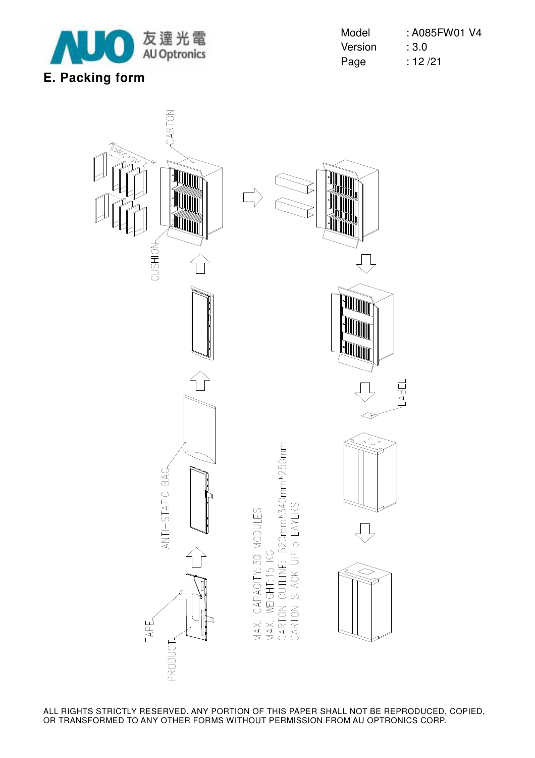## E. Packing form

MAX. CAPACITY: 30 MODULES
MAX. WEIGHT: 15 KG
CARTON OUTLINE: 520mm*340mm*250mm
CARTON STACK UP 5 LAYERS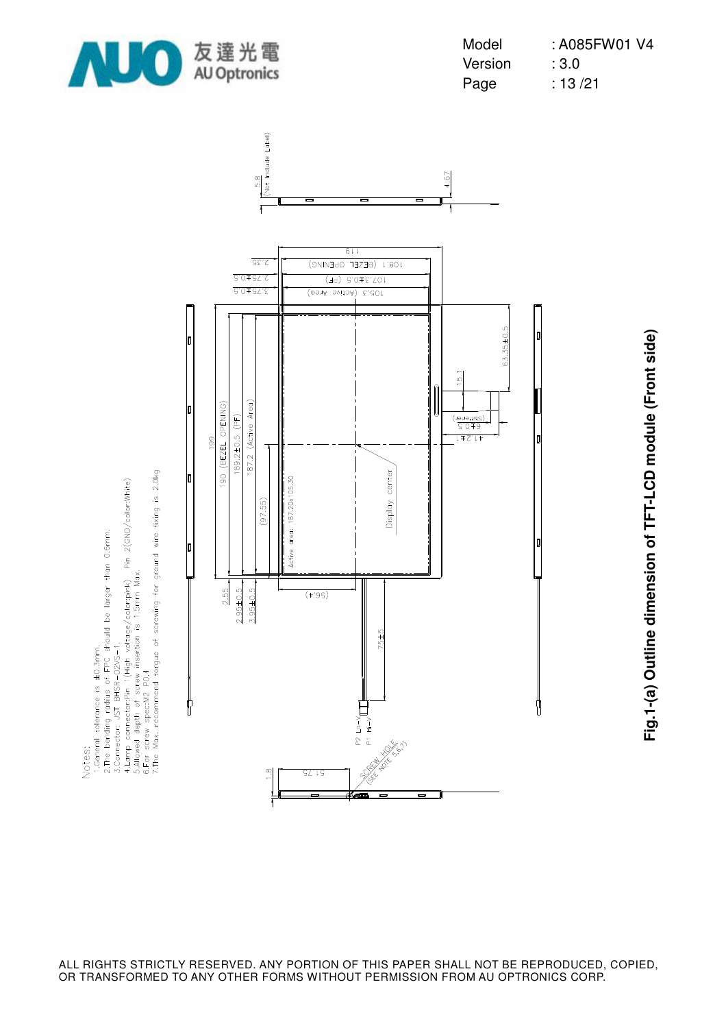Notes:

1. General tolerance is ±0.3mm.
2. The bending radius of FPC should be larger than 0.6mm.
3. Connector: JST BHSR-02VS-1.
4. Lamp connector:Pin 1(High voltage/color:pink) Pin 2(GND/color:White)
5. Allowed depth of screw insertion is 1.5mm Max.
6. For screw spec:M2 P0.4
7. The Max. recommend torque of screwing for ground wire fixing is 2.0kg

**Fig.1-(a) Outline dimension of TFT-LCD module (Front side)**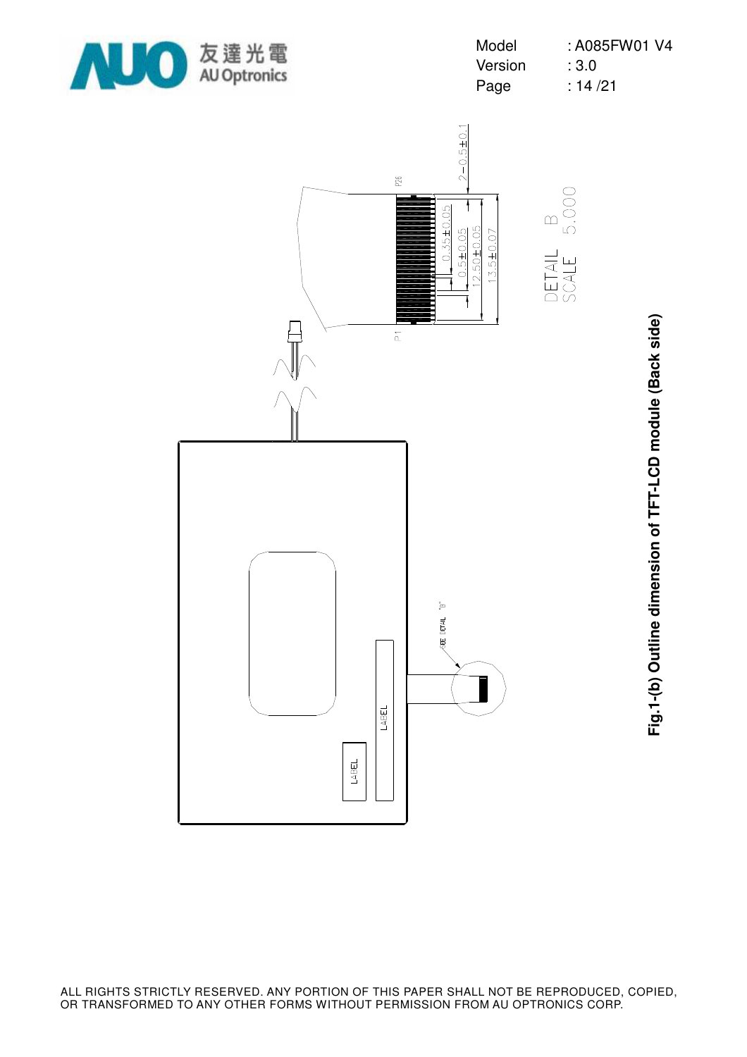Fig.1-(b) Outline dimension of TFT-LCD module (Back side)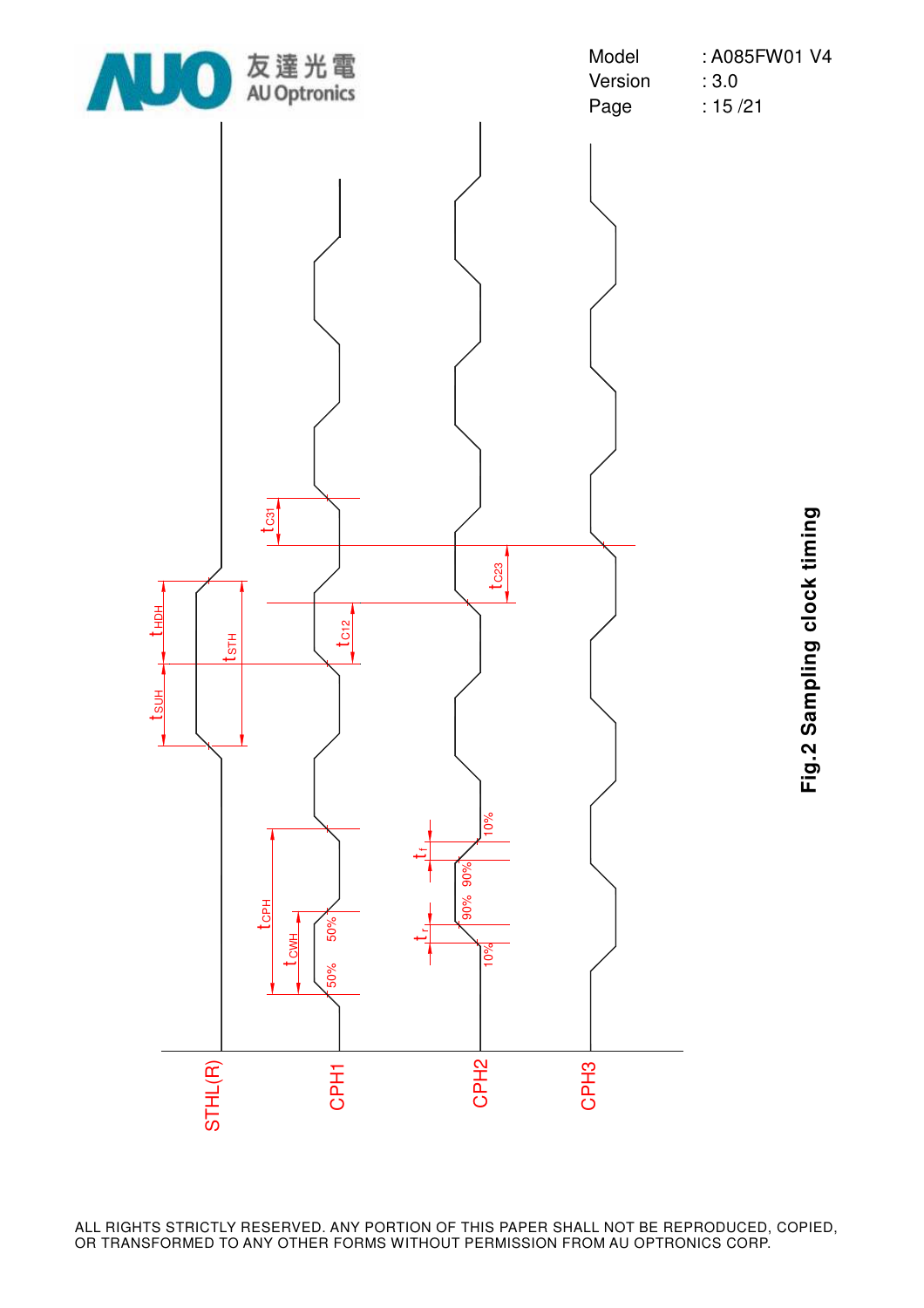Fig.2 Sampling clock timing

STHL(R)

CPH1

CPH2

CPH3

$t_{SUH}$

$t_{HDH}$

$t_{STH}$

$t_{C12}$

$t_{C23}$

$t_{C31}$

$t_{CPH}$

$t_{CWH}$

$t_f$

$t_r$

50%

50%

10%

90%

90%

10%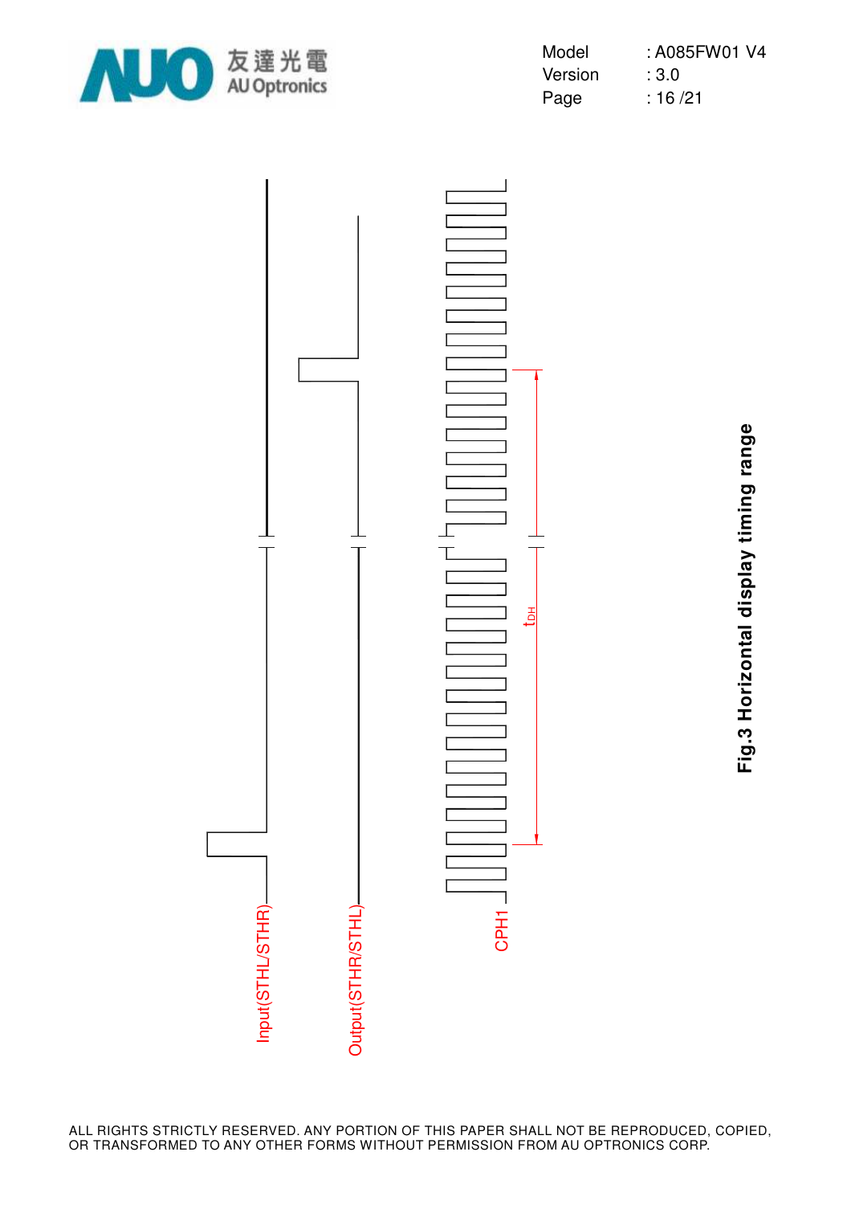Input(STHL/STHR)

Output(STHR/STHL)

CPH1

$t_{DH}$

Fig.3 Horizontal display timing range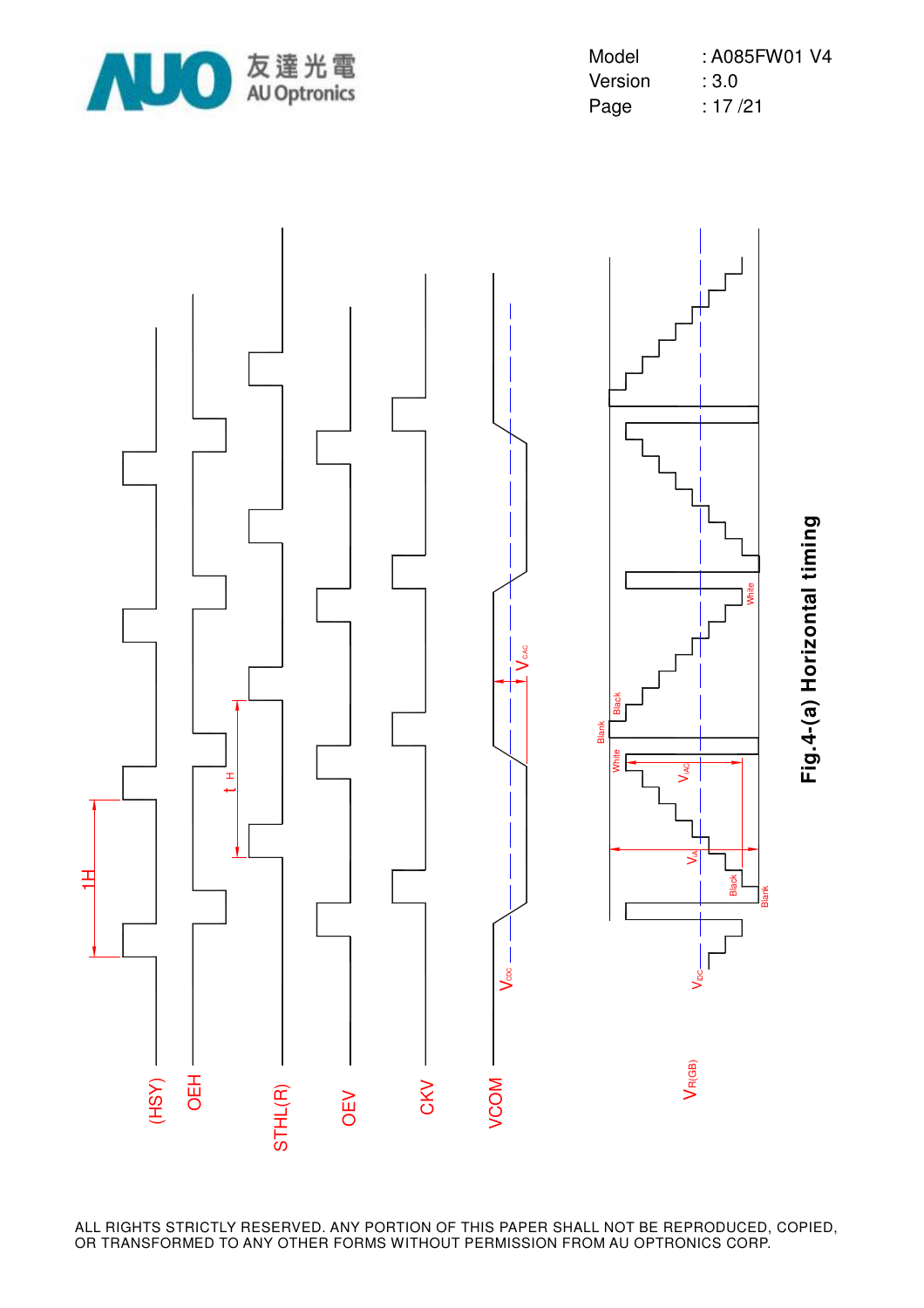Fig.4-(a) Horizontal timing

ALL RIGHTS STRICTLY RESERVED. ANY PORTION OF THIS PAPER SHALL NOT BE REPRODUCED, COPIED, OR TRANSFORMED TO ANY OTHER FORMS WITHOUT PERMISSION FROM AU OPTRONICS CORP.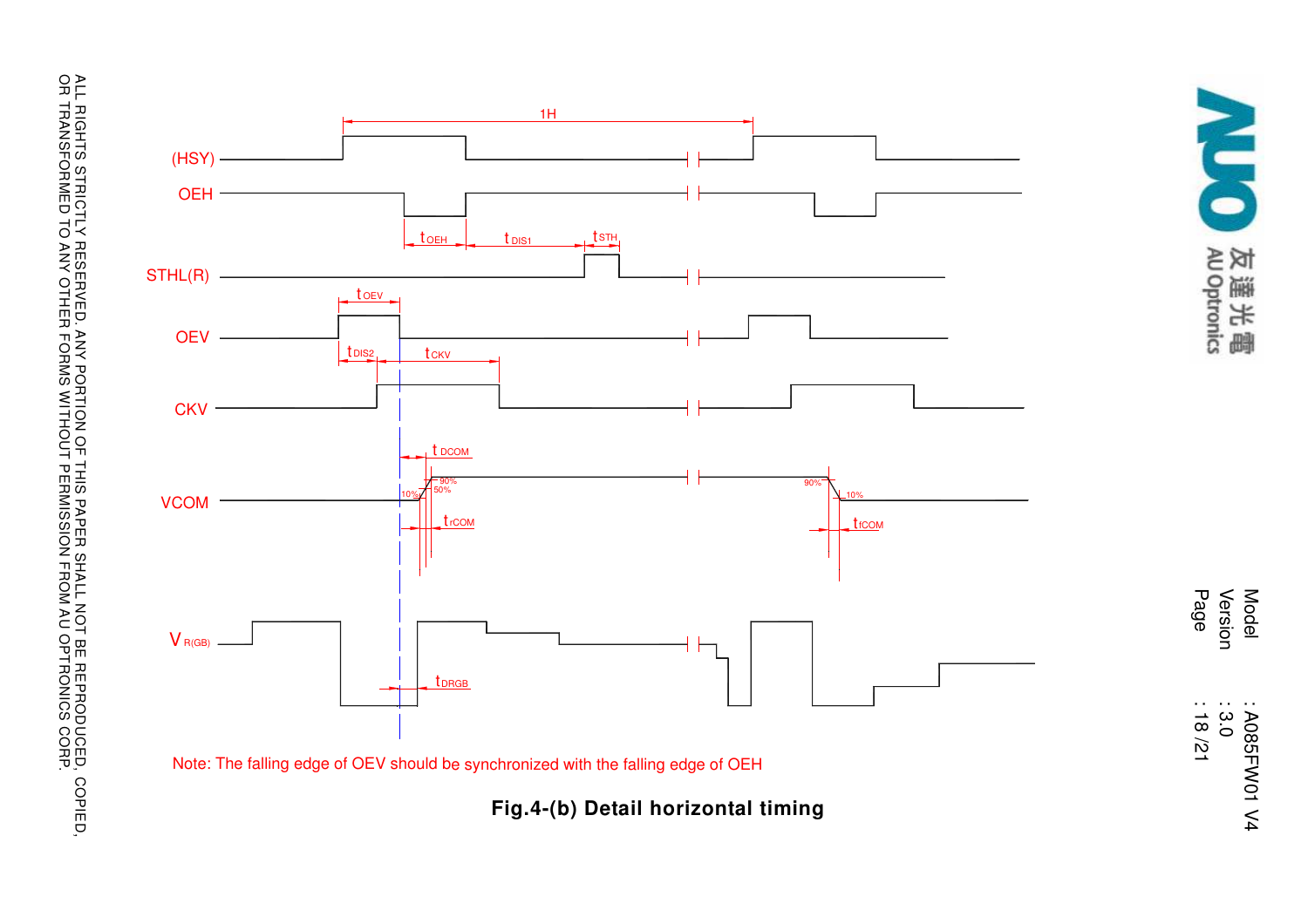Note: The falling edge of OEV should be synchronized with the falling edge of OEH

**Fig.4-(b) Detail horizontal timing**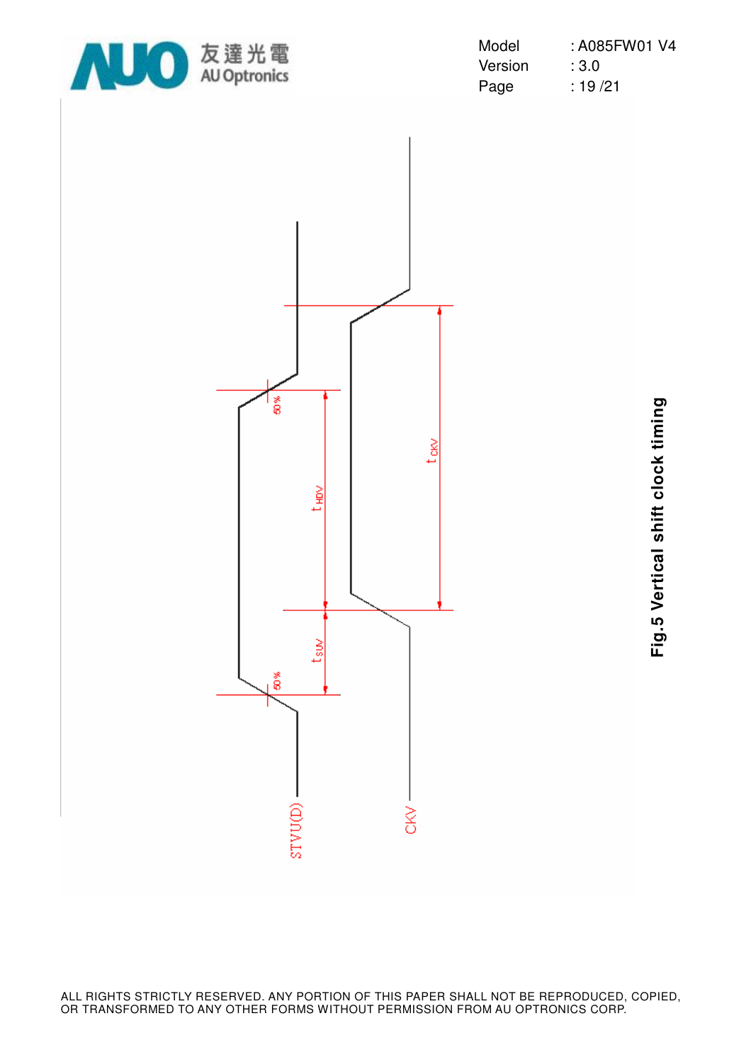STVU(D)

CKV

50%

50%

$t_{HDV}$

$t_{SUV}$

$t_{CKV}$

**Fig.5 Vertical shift clock timing**

ALL RIGHTS STRICTLY RESERVED. ANY PORTION OF THIS PAPER SHALL NOT BE REPRODUCED, COPIED, OR TRANSFORMED TO ANY OTHER FORMS WITHOUT PERMISSION FROM AU OPTRONICS CORP.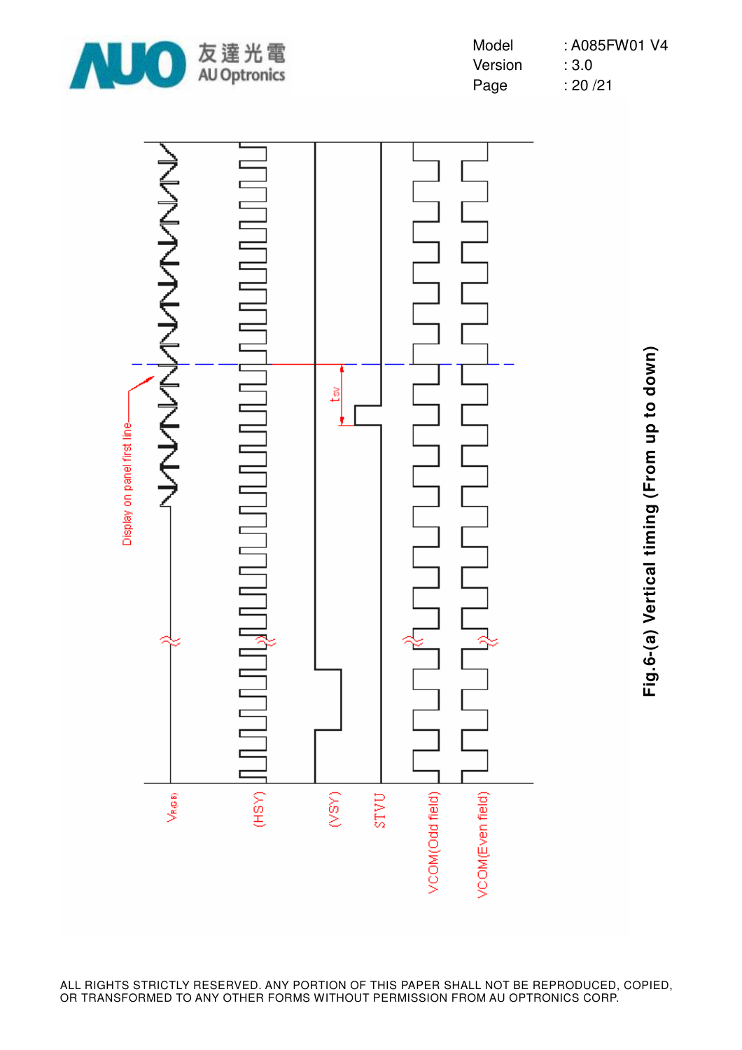Fig.6-(a) Vertical timing (From up to down)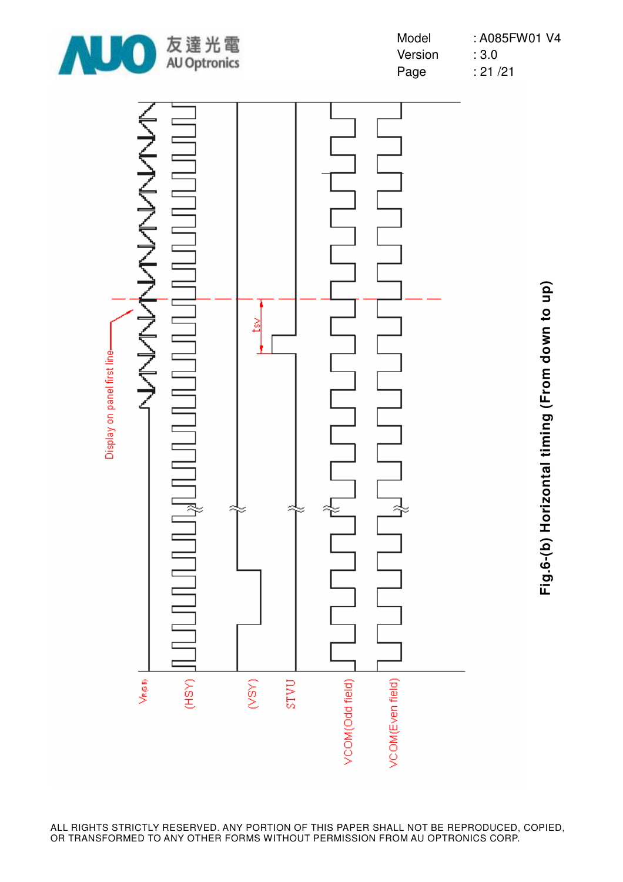Display on panel first line

tsv

$V_{R,G,B}$

(HSY)

(VSY)

STVU

VCOM(Odd field)

VCOM(Even field)

**Fig.6-(b) Horizontal timing (From down to up)**

ALL RIGHTS STRICTLY RESERVED. ANY PORTION OF THIS PAPER SHALL NOT BE REPRODUCED, COPIED, OR TRANSFORMED TO ANY OTHER FORMS WITHOUT PERMISSION FROM AU OPTRONICS CORP.